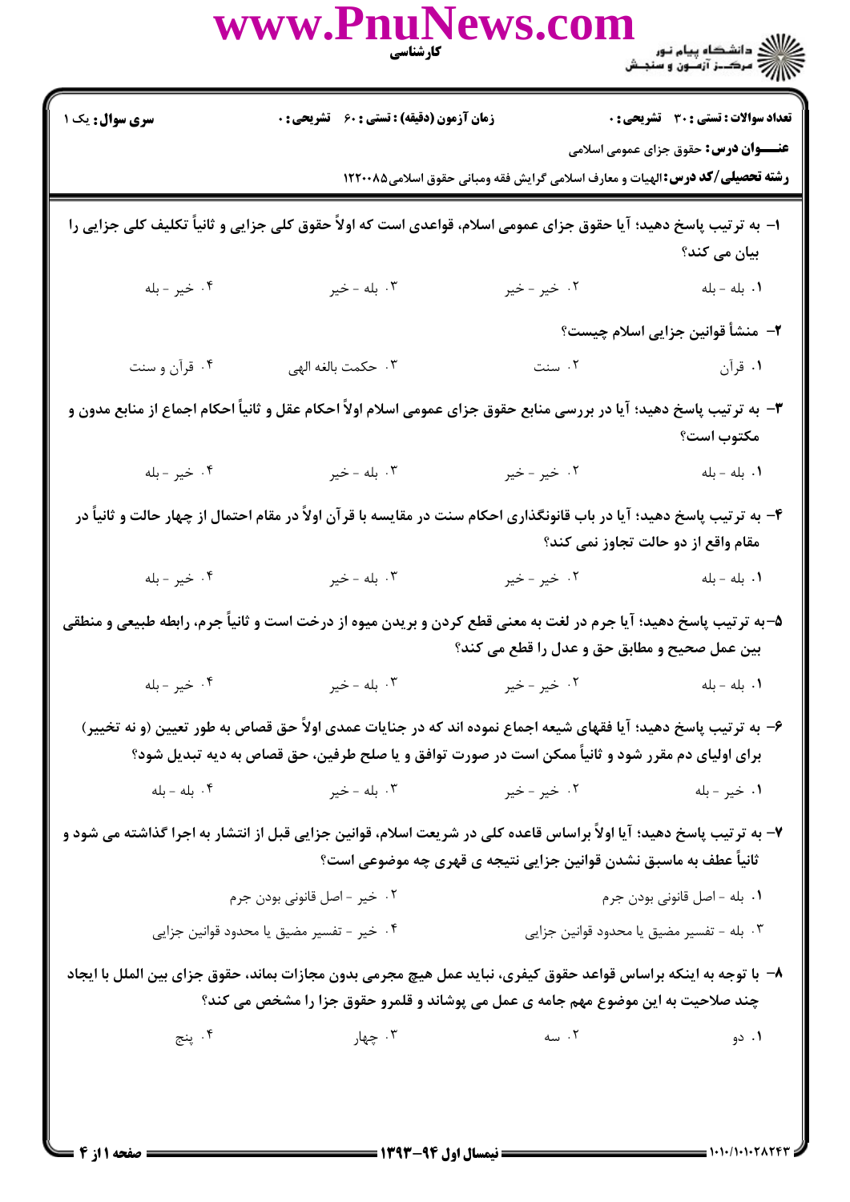**تعداد سوالات: تستی: ۳۰ تشریحی: ۰** | **زمان آزمون (دقیقه): تستی: ۶۰ تشریحی: ۰** | **سری سوال: یک ۱**

**عنـــوان درس:** حقوق جزای عمومی اسلامی

**رشته تحصیلی/کد درس:** الهیات و معارف اسلامی گرایش فقه ومبانی حقوق اسلامی۱۲۲۰۰۸۵

۱- به ترتیب پاسخ دهید؛ آیا حقوق جزای عمومی اسلام، قواعدی است که اولاً حقوق کلی جزایی و ثانیاً تکلیف کلی جزایی را بیان می کند؟

۱. بله - بله
۲. خیر - خیر
۳. بله - خیر
۴. خیر - بله

۲- منشأ قوانین جزایی اسلام چیست؟

۱. قرآن
۲. سنت
۳. حکمت بالغه الهی
۴. قرآن و سنت

۳- به ترتیب پاسخ دهید؛ آیا در بررسی منابع حقوق جزای عمومی اسلام اولاً احکام عقل و ثانیاً احکام اجماع از منابع مدون و مکتوب است؟

۱. بله - بله
۲. خیر - خیر
۳. بله - خیر
۴. خیر - بله

۴- به ترتیب پاسخ دهید؛ آیا در باب قانونگذاری احکام سنت در مقایسه با قرآن اولاً در مقام احتمال از چهار حالت و ثانیاً در مقام واقع از دو حالت تجاوز نمی کند؟

۱. بله - بله
۲. خیر - خیر
۳. بله - خیر
۴. خیر - بله

۵-به ترتیب پاسخ دهید؛ آیا جرم در لغت به معنی قطع کردن و بریدن میوه از درخت است و ثانیاً جرم، رابطه طبیعی و منطقی بین عمل صحیح و مطابق حق و عدل را قطع می کند؟

۱. بله - بله
۲. خیر - خیر
۳. بله - خیر
۴. خیر - بله

۶- به ترتیب پاسخ دهید؛ آیا فقهای شیعه اجماع نموده اند که در جنایات عمدی اولاً حق قصاص به طور تعیین (و نه تخییر) برای اولیای دم مقرر شود و ثانیاً ممکن است در صورت توافق و یا صلح طرفین، حق قصاص به دیه تبدیل شود؟

۱. خیر - بله
۲. خیر - خیر
۳. بله - خیر
۴. بله - بله

۷- به ترتیب پاسخ دهید؛ آیا اولاً براساس قاعده کلی در شریعت اسلام، قوانین جزایی قبل از انتشار به اجرا گذاشته می شود و ثانیاً عطف به ماسبق نشدن قوانین جزایی نتیجه ی قهری چه موضوعی است؟

۱. بله - اصل قانونی بودن جرم
۲. خیر - اصل قانونی بودن جرم
۳. بله - تفسیر مضیق یا محدود قوانین جزایی
۴. خیر - تفسیر مضیق یا محدود قوانین جزایی

۸- با توجه به اینکه براساس قواعد حقوق کیفری، نباید عمل هیچ مجرمی بدون مجازات بماند، حقوق جزای بین الملل با ایجاد چند صلاحیت به این موضوع مهم جامه ی عمل می پوشاند و قلمرو حقوق جزا را مشخص می کند؟

۱. دو
۲. سه
۳. چهار
۴. پنج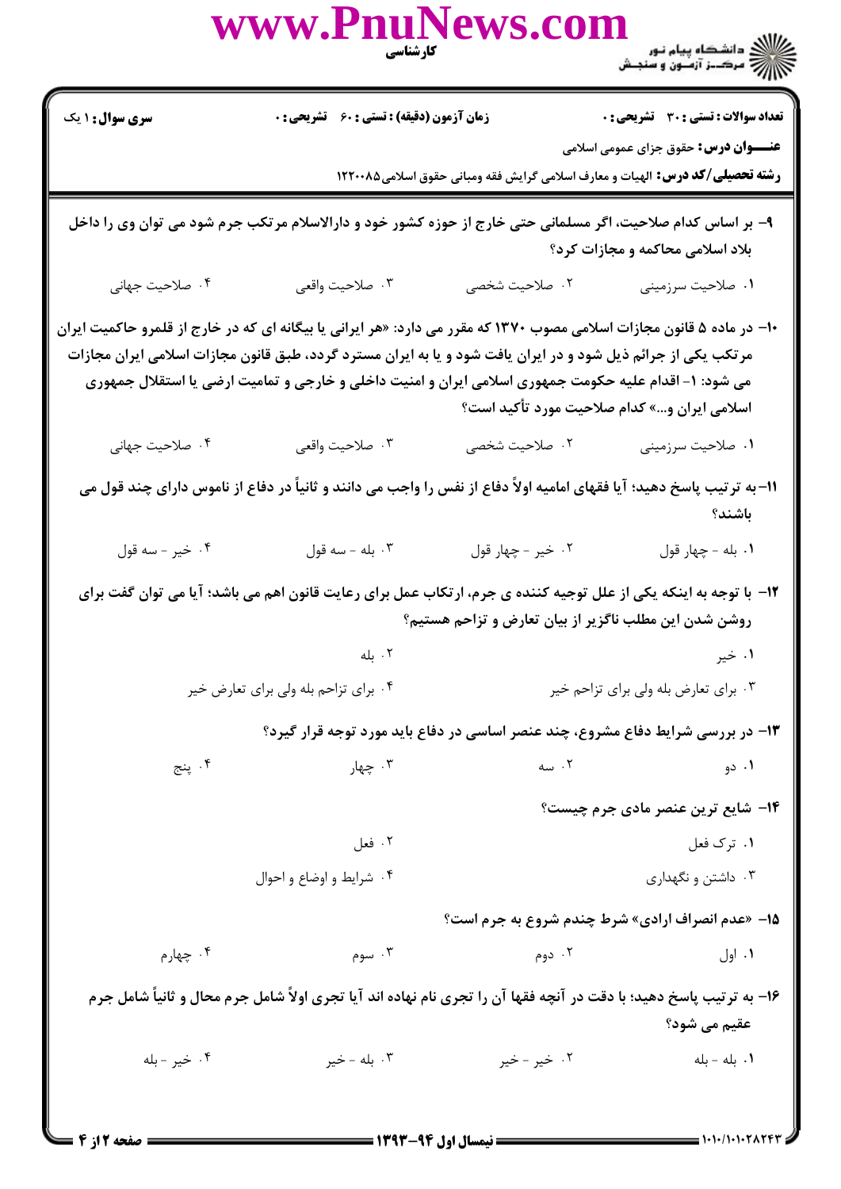**سری سوال:** ۱ یک | **زمان آزمون (دقیقه) : تستی :** ۶۰ **تشریحی :** ۰ | **تعداد سوالات : تستی :** ۳۰ **تشریحی :** ۰

**عنـــوان درس:** حقوق جزای عمومی اسلامی

**رشته تحصیلی/کد درس:** الهیات و معارف اسلامی گرایش فقه ومبانی حقوق اسلامی۱۲۲۰۰۸۵

۹- بر اساس کدام صلاحیت، اگر مسلمانی حتی خارج از حوزه کشور خود و دارالاسلام مرتکب جرم شود می توان وی را داخل بلاد اسلامی محاکمه و مجازات کرد؟

۱. صلاحیت سرزمینی
۲. صلاحیت شخصی
۳. صلاحیت واقعی
۴. صلاحیت جهانی

۱۰- در ماده ۵ قانون مجازات اسلامی مصوب ۱۳۷۰ که مقرر می دارد: «هر ایرانی یا بیگانه ای که در خارج از قلمرو حاکمیت ایران مرتکب یکی از جرائم ذیل شود و در ایران یافت شود و یا به ایران مسترد گردد، طبق قانون مجازات اسلامی ایران مجازات می شود: ۱- اقدام علیه حکومت جمهوری اسلامی ایران و امنیت داخلی و خارجی و تمامیت ارضی یا استقلال جمهوری اسلامی ایران و...» کدام صلاحیت مورد تأکید است؟

۱. صلاحیت سرزمینی
۲. صلاحیت شخصی
۳. صلاحیت واقعی
۴. صلاحیت جهانی

۱۱- به ترتیب پاسخ دهید؛ آیا فقهای امامیه اولاً دفاع از نفس را واجب می دانند و ثانیاً در دفاع از ناموس دارای چند قول می باشند؟

۱. بله - چهار قول
۲. خیر - چهار قول
۳. بله - سه قول
۴. خیر - سه قول

۱۲- با توجه به اینکه یکی از علل توجیه کننده ی جرم، ارتکاب عمل برای رعایت قانون اهم می باشد؛ آیا می توان گفت برای روشن شدن این مطلب ناگزیر از بیان تعارض و تزاحم هستیم؟

۱. خیر
۲. بله
۳. برای تعارض بله ولی برای تزاحم خیر
۴. برای تزاحم بله ولی برای تعارض خیر

۱۳- در بررسی شرایط دفاع مشروع، چند عنصر اساسی در دفاع باید مورد توجه قرار گیرد؟

۱. دو
۲. سه
۳. چهار
۴. پنج

۱۴- شایع ترین عنصر مادی جرم چیست؟

۱. ترک فعل
۲. فعل
۳. داشتن و نگهداری
۴. شرایط و اوضاع و احوال

۱۵- «عدم انصراف ارادی» شرط چندم شروع به جرم است؟

۱. اول
۲. دوم
۳. سوم
۴. چهارم

۱۶- به ترتیب پاسخ دهید؛ با دقت در آنچه فقها آن را تجری نام نهاده اند آیا تجری اولاً شامل جرم محال و ثانیاً شامل جرم عقیم می شود؟

۱. بله - بله
۲. خیر - خیر
۳. بله - خیر
۴. خیر - بله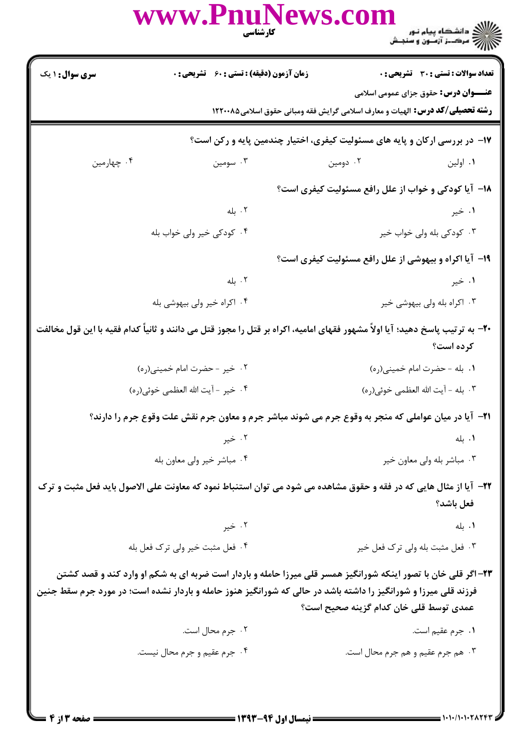**سری سوال:** ۱ یک | **زمان آزمون (دقیقه) : تستی :** ۶۰ **تشریحی :** ۰ | **تعداد سوالات : تستی :** ۳۰ **تشریحی :** ۰

**عنـــوان درس:** حقوق جزای عمومی اسلامی

**رشته تحصیلی/کد درس:** الهیات و معارف اسلامی گرایش فقه ومبانی حقوق اسلامی۱۲۲۰۰۸۵

**۱۷- در بررسی ارکان و پایه های مسئولیت کیفری، اختیار چندمین پایه و رکن است؟**

۱. اولین
۲. دومین
۳. سومین
۴. چهارمین

**۱۸- آیا کودکی و خواب از علل رافع مسئولیت کیفری است؟**

۱. خیر
۲. بله
۳. کودکی بله ولی خواب خیر
۴. کودکی خیر ولی خواب بله

**۱۹- آیا اکراه و بیهوشی از علل رافع مسئولیت کیفری است؟**

۱. خیر
۲. بله
۳. اکراه بله ولی بیهوشی خیر
۴. اکراه خیر ولی بیهوشی بله

**۲۰- به ترتیب پاسخ دهید؛ آیا اولاً مشهور فقهای امامیه، اکراه بر قتل را مجوز قتل می دانند و ثانیاً کدام فقیه با این قول مخالفت کرده است؟**

۱. بله - حضرت امام خمینی(ره)
۲. خیر - حضرت امام خمینی(ره)
۳. بله - آیت الله العظمی خوئی(ره)
۴. خیر - آیت الله العظمی خوئی(ره)

**۲۱- آیا در میان عواملی که منجر به وقوع جرم می شوند مباشر جرم و معاون جرم نقش علت وقوع جرم را دارند؟**

۱. بله
۲. خیر
۳. مباشر بله ولی معاون خیر
۴. مباشر خیر ولی معاون بله

**۲۲- آیا از مثال هایی که در فقه و حقوق مشاهده می شود می توان استنباط نمود که معاونت علی الاصول باید فعل مثبت و ترک فعل باشد؟**

۱. بله
۲. خیر
۳. فعل مثبت بله ولی ترک فعل خیر
۴. فعل مثبت خیر ولی ترک فعل بله

**۲۳- اگر قلی خان با تصور اینکه شورانگیز همسر قلی میرزا حامله و باردار است ضربه ای به شکم او وارد کند و قصد کشتن فرزند قلی میرزا و شورانگیز را داشته باشد در حالی که شورانگیز هنوز حامله و باردار نشده است؛ در مورد جرم سقط جنین عمدی توسط قلی خان کدام گزینه صحیح است؟**

۱. جرم عقیم است.
۲. جرم محال است.
۳. هم جرم عقیم و هم جرم محال است.
۴. جرم عقیم و جرم محال نیست.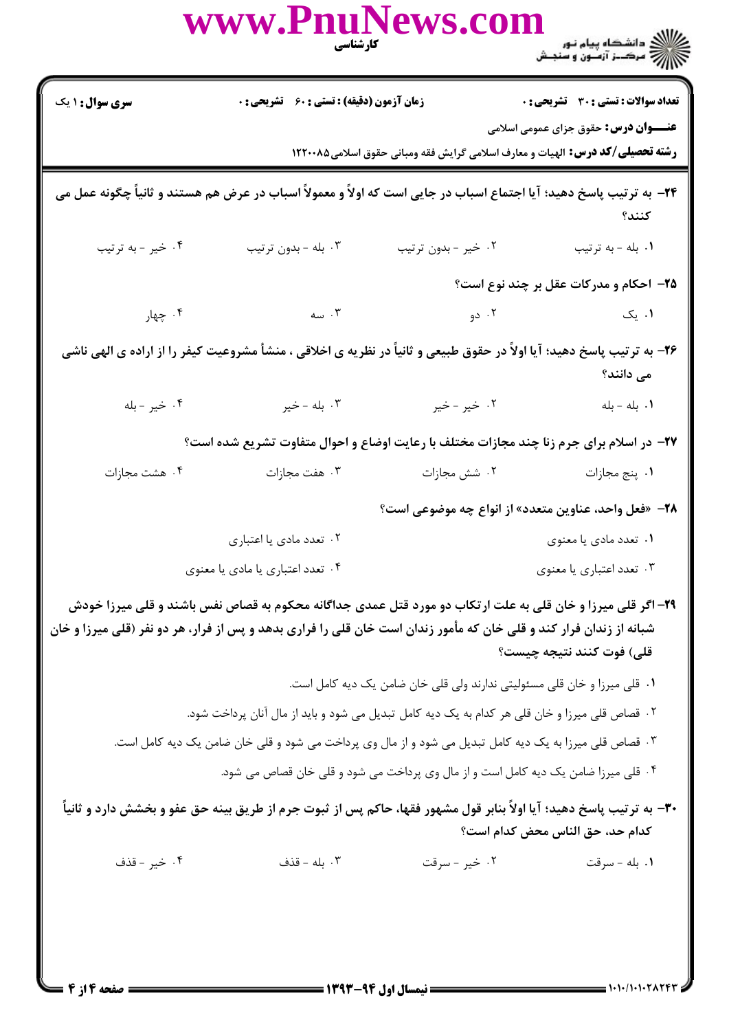۲۴- به ترتیب پاسخ دهید؛ آیا اجتماع اسباب در جایی است که اولاً و معمولاً اسباب در عرض هم هستند و ثانیاً چگونه عمل می کنند؟

۱. بله - به ترتیب
۲. خیر - بدون ترتیب
۳. بله - بدون ترتیب
۴. خیر - به ترتیب

۲۵- احکام و مدرکات عقل بر چند نوع است؟

۱. یک
۲. دو
۳. سه
۴. چهار

۲۶- به ترتیب پاسخ دهید؛ آیا اولاً در حقوق طبیعی و ثانیاً در نظریه ی اخلاقی ، منشأ مشروعیت کیفر را از اراده ی الهی ناشی می دانند؟

۱. بله - بله
۲. خیر - خیر
۳. بله - خیر
۴. خیر - بله

۲۷- در اسلام برای جرم زنا چند مجازات مختلف با رعایت اوضاع و احوال متفاوت تشریع شده است؟

۱. پنج مجازات
۲. شش مجازات
۳. هفت مجازات
۴. هشت مجازات

۲۸- «فعل واحد، عناوین متعدد» از انواع چه موضوعی است؟

۱. تعدد مادی یا معنوی
۲. تعدد مادی یا اعتباری
۳. تعدد اعتباری یا معنوی
۴. تعدد اعتباری یا مادی یا معنوی

۲۹- اگر قلی میرزا و خان قلی به علت ارتکاب دو مورد قتل عمدی جداگانه محکوم به قصاص نفس باشند و قلی میرزا خودش شبانه از زندان فرار کند و قلی خان که مأمور زندان است خان قلی را فراری بدهد و پس از فرار، هر دو نفر (قلی میرزا و خان قلی) فوت کنند نتیجه چیست؟

۱. قلی میرزا و خان قلی مسئولیتی ندارند ولی قلی خان ضامن یک دیه کامل است.
۲. قصاص قلی میرزا و خان قلی هر کدام به یک دیه کامل تبدیل می شود و باید از مال آنان پرداخت شود.
۳. قصاص قلی میرزا به یک دیه کامل تبدیل می شود و از مال وی پرداخت می شود و قلی خان ضامن یک دیه کامل است.
۴. قلی میرزا ضامن یک دیه کامل است و از مال وی پرداخت می شود و قلی خان قصاص می شود.

۳۰- به ترتیب پاسخ دهید؛ آیا اولاً بنابر قول مشهور فقها، حاکم پس از ثبوت جرم از طریق بینه حق عفو و بخشش دارد و ثانیاً کدام حد، حق الناس محض کدام است؟

۱. بله - سرقت
۲. خیر - سرقت
۳. بله - قذف
۴. خیر - قذف